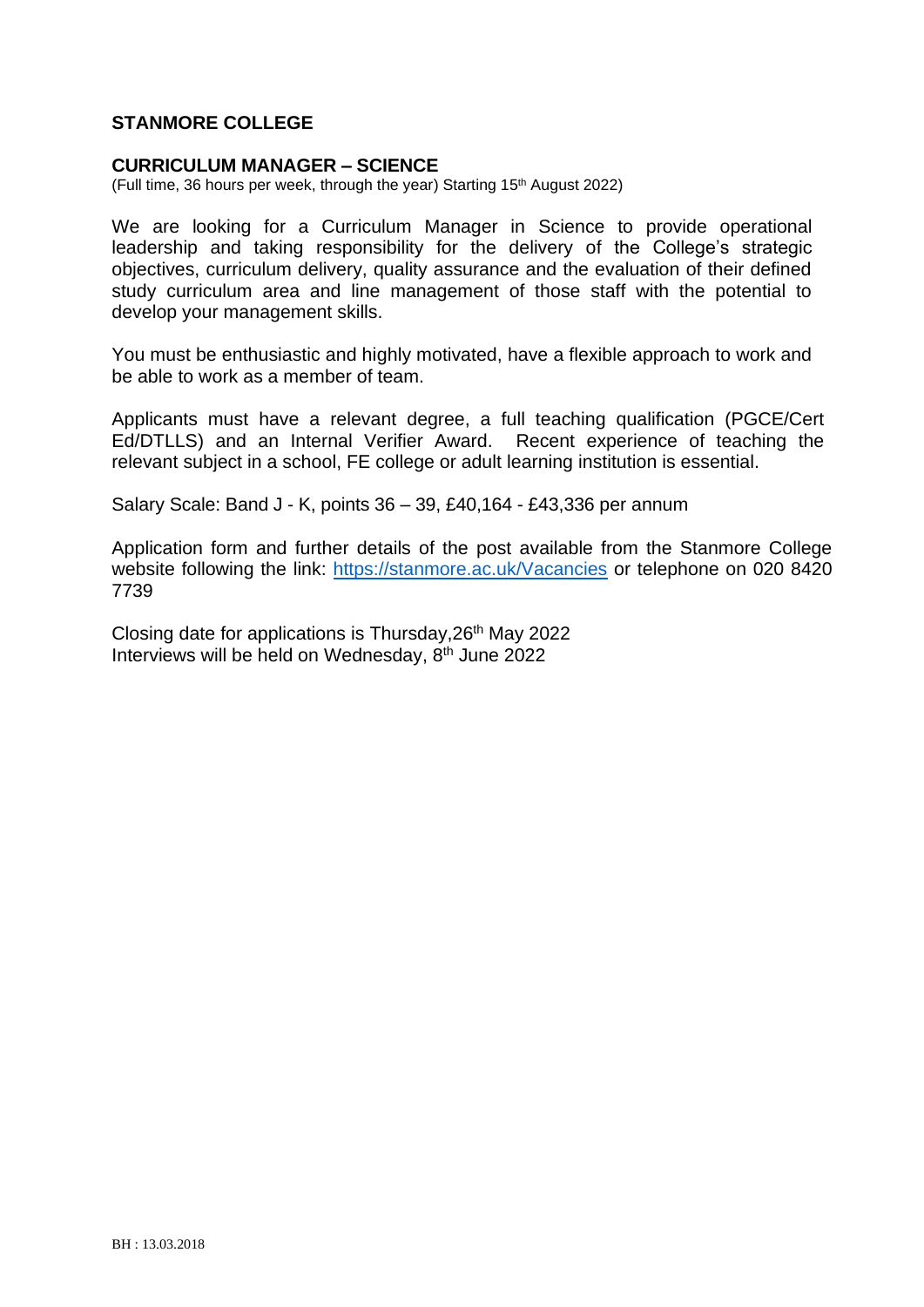## STANMORE COLLEGE

### CURRICULUM MANAGER – SCIENCE

(Full time, 36 hours per week, through the year) Starting 15th August 2022)

We are looking for a Curriculum Manager in Science to provide operational leadership and taking responsibility for the delivery of the College's strategic objectives, curriculum delivery, quality assurance and the evaluation of their defined study curriculum area and line management of those staff with the potential to develop your management skills.

You must be enthusiastic and highly motivated, have a flexible approach to work and be able to work as a member of team.

Applicants must have a relevant degree, a full teaching qualification (PGCE/Cert Ed/DTLLS) and an Internal Verifier Award. Recent experience of teaching the relevant subject in a school, FE college or adult learning institution is essential.

Salary Scale: Band J - K, points 36 – 39, £40,164 - £43,336 per annum

Application form and further details of the post available from the Stanmore College website following the link: [https://stanmore.ac.uk/Vacancies](https://stanmore.ac.uk/Vacancies) or telephone on 020 8420 7739

Closing date for applications is Thursday,26th May 2022
Interviews will be held on Wednesday, 8th June 2022

BH : 13.03.2018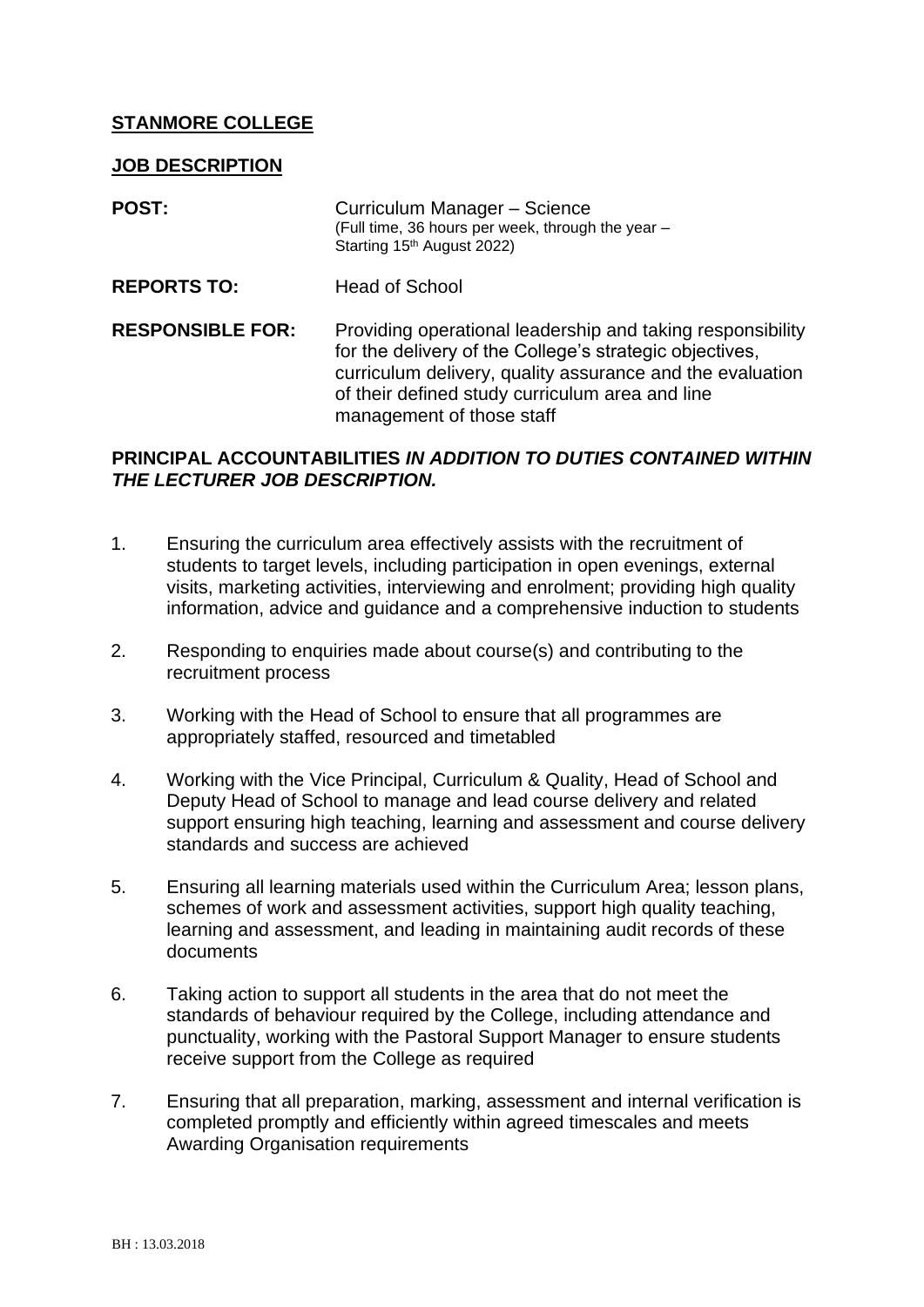**STANMORE COLLEGE**

**JOB DESCRIPTION**

**POST:** Curriculum Manager – Science
(Full time, 36 hours per week, through the year – Starting 15th August 2022)

**REPORTS TO:** Head of School

**RESPONSIBLE FOR:** Providing operational leadership and taking responsibility for the delivery of the College's strategic objectives, curriculum delivery, quality assurance and the evaluation of their defined study curriculum area and line management of those staff

**PRINCIPAL ACCOUNTABILITIES *IN ADDITION TO DUTIES CONTAINED WITHIN THE LECTURER JOB DESCRIPTION.***

1. Ensuring the curriculum area effectively assists with the recruitment of students to target levels, including participation in open evenings, external visits, marketing activities, interviewing and enrolment; providing high quality information, advice and guidance and a comprehensive induction to students

2. Responding to enquiries made about course(s) and contributing to the recruitment process

3. Working with the Head of School to ensure that all programmes are appropriately staffed, resourced and timetabled

4. Working with the Vice Principal, Curriculum & Quality, Head of School and Deputy Head of School to manage and lead course delivery and related support ensuring high teaching, learning and assessment and course delivery standards and success are achieved

5. Ensuring all learning materials used within the Curriculum Area; lesson plans, schemes of work and assessment activities, support high quality teaching, learning and assessment, and leading in maintaining audit records of these documents

6. Taking action to support all students in the area that do not meet the standards of behaviour required by the College, including attendance and punctuality, working with the Pastoral Support Manager to ensure students receive support from the College as required

7. Ensuring that all preparation, marking, assessment and internal verification is completed promptly and efficiently within agreed timescales and meets Awarding Organisation requirements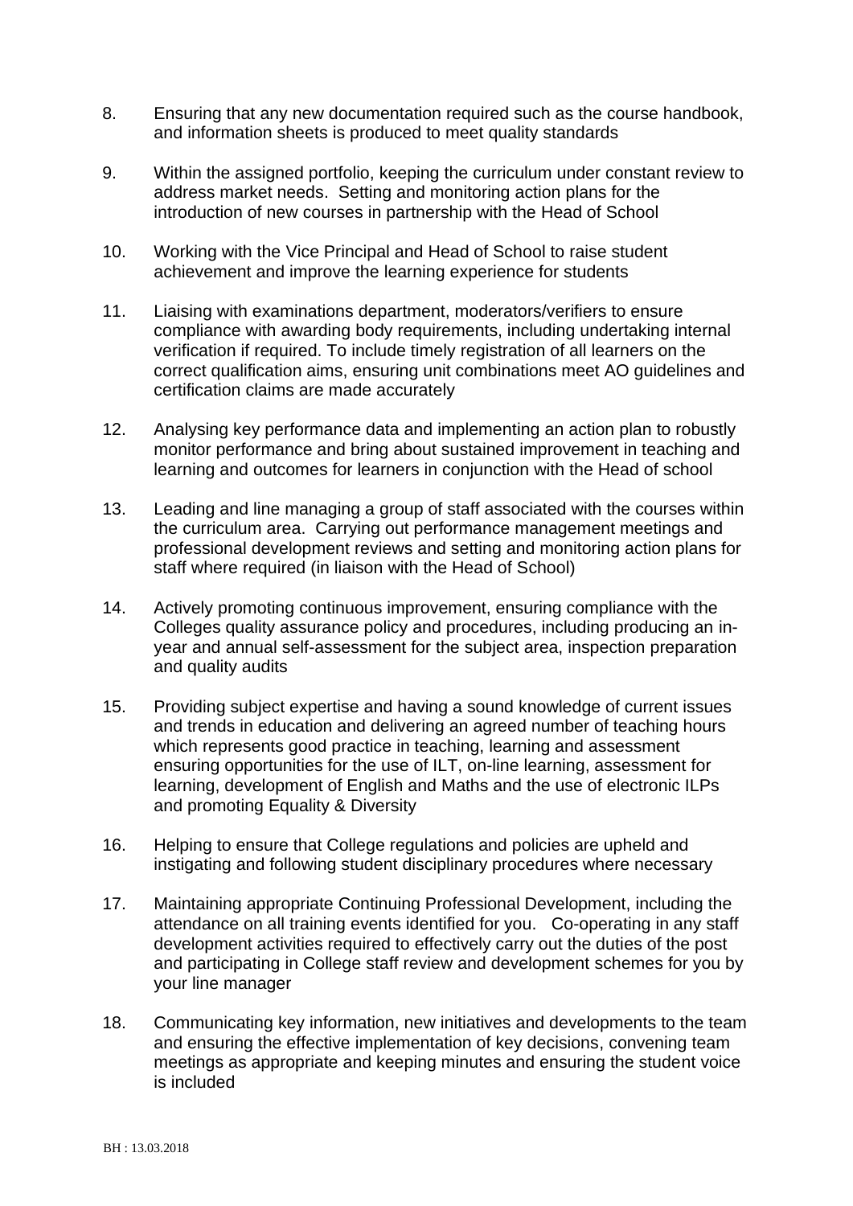8. Ensuring that any new documentation required such as the course handbook, and information sheets is produced to meet quality standards

9. Within the assigned portfolio, keeping the curriculum under constant review to address market needs. Setting and monitoring action plans for the introduction of new courses in partnership with the Head of School

10. Working with the Vice Principal and Head of School to raise student achievement and improve the learning experience for students

11. Liaising with examinations department, moderators/verifiers to ensure compliance with awarding body requirements, including undertaking internal verification if required. To include timely registration of all learners on the correct qualification aims, ensuring unit combinations meet AO guidelines and certification claims are made accurately

12. Analysing key performance data and implementing an action plan to robustly monitor performance and bring about sustained improvement in teaching and learning and outcomes for learners in conjunction with the Head of school

13. Leading and line managing a group of staff associated with the courses within the curriculum area. Carrying out performance management meetings and professional development reviews and setting and monitoring action plans for staff where required (in liaison with the Head of School)

14. Actively promoting continuous improvement, ensuring compliance with the Colleges quality assurance policy and procedures, including producing an in-year and annual self-assessment for the subject area, inspection preparation and quality audits

15. Providing subject expertise and having a sound knowledge of current issues and trends in education and delivering an agreed number of teaching hours which represents good practice in teaching, learning and assessment ensuring opportunities for the use of ILT, on-line learning, assessment for learning, development of English and Maths and the use of electronic ILPs and promoting Equality & Diversity

16. Helping to ensure that College regulations and policies are upheld and instigating and following student disciplinary procedures where necessary

17. Maintaining appropriate Continuing Professional Development, including the attendance on all training events identified for you. Co-operating in any staff development activities required to effectively carry out the duties of the post and participating in College staff review and development schemes for you by your line manager

18. Communicating key information, new initiatives and developments to the team and ensuring the effective implementation of key decisions, convening team meetings as appropriate and keeping minutes and ensuring the student voice is included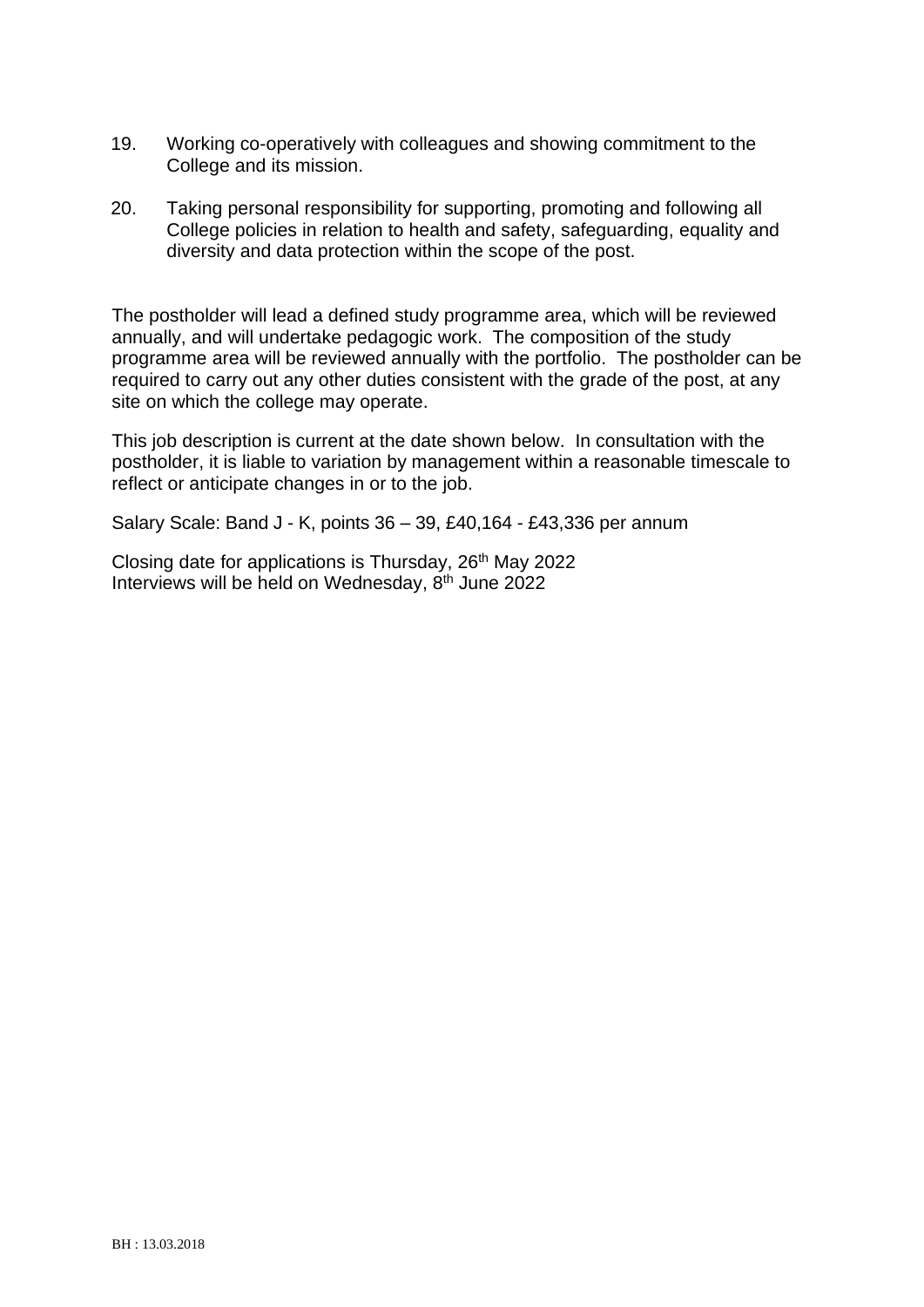19. Working co-operatively with colleagues and showing commitment to the College and its mission.

20. Taking personal responsibility for supporting, promoting and following all College policies in relation to health and safety, safeguarding, equality and diversity and data protection within the scope of the post.

The postholder will lead a defined study programme area, which will be reviewed annually, and will undertake pedagogic work. The composition of the study programme area will be reviewed annually with the portfolio. The postholder can be required to carry out any other duties consistent with the grade of the post, at any site on which the college may operate.

This job description is current at the date shown below. In consultation with the postholder, it is liable to variation by management within a reasonable timescale to reflect or anticipate changes in or to the job.

Salary Scale: Band J - K, points 36 – 39, £40,164 - £43,336 per annum

Closing date for applications is Thursday, 26th May 2022
Interviews will be held on Wednesday, 8th June 2022

BH : 13.03.2018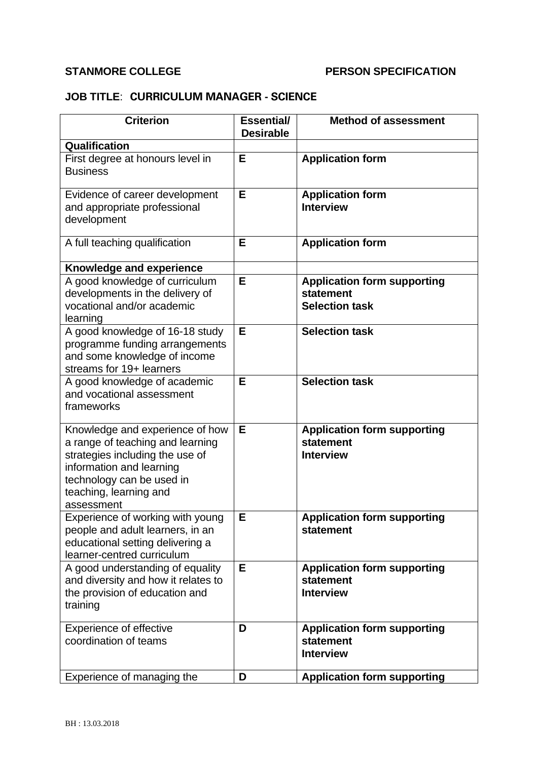**STANMORE COLLEGE** **PERSON SPECIFICATION**

**JOB TITLE**: **CURRICULUM MANAGER - SCIENCE**

| Criterion | Essential/ Desirable | Method of assessment |
|---|---|---|
| **Qualification** | | |
| First degree at honours level in Business | **E** | **Application form** |
| Evidence of career development and appropriate professional development | **E** | **Application form**<br>**Interview** |
| A full teaching qualification | **E** | **Application form** |
| **Knowledge and experience** | | |
| A good knowledge of curriculum developments in the delivery of vocational and/or academic learning | **E** | **Application form supporting statement**<br>**Selection task** |
| A good knowledge of 16-18 study programme funding arrangements and some knowledge of income streams for 19+ learners | **E** | **Selection task** |
| A good knowledge of academic and vocational assessment frameworks | **E** | **Selection task** |
| Knowledge and experience of how a range of teaching and learning strategies including the use of information and learning technology can be used in teaching, learning and assessment | **E** | **Application form supporting statement**<br>**Interview** |
| Experience of working with young people and adult learners, in an educational setting delivering a learner-centred curriculum | **E** | **Application form supporting statement** |
| A good understanding of equality and diversity and how it relates to the provision of education and training | **E** | **Application form supporting statement**<br>**Interview** |
| Experience of effective coordination of teams | **D** | **Application form supporting statement**<br>**Interview** |
| Experience of managing the | **D** | **Application form supporting** |

BH : 13.03.2018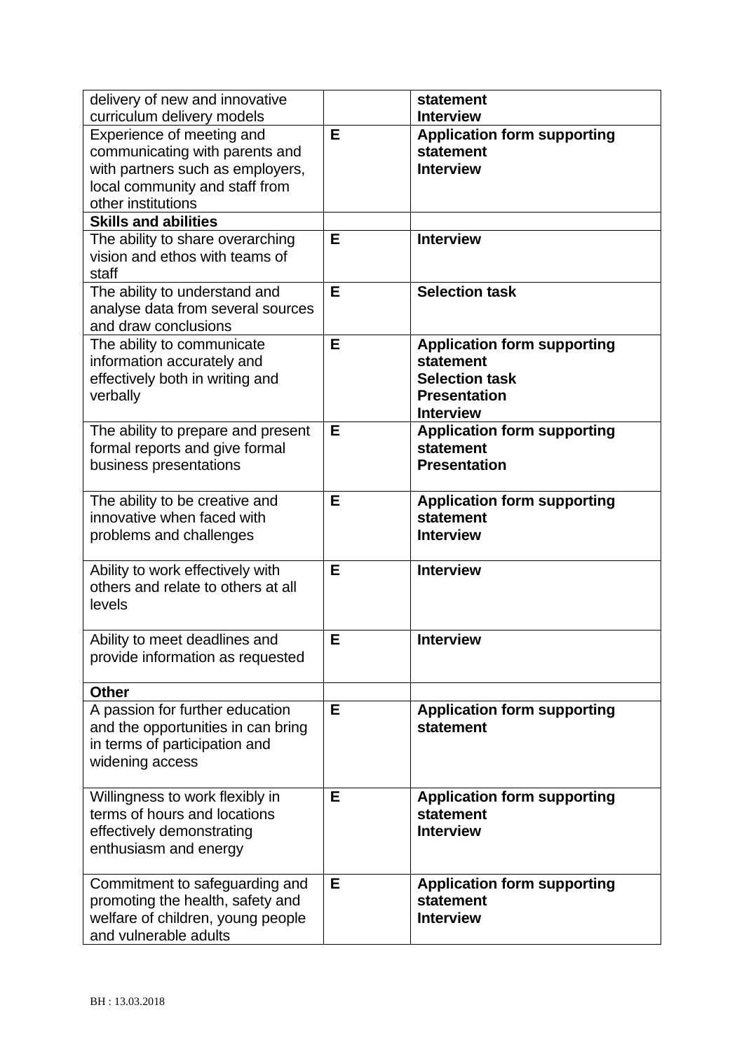| | | |
|---|---|---|
| delivery of new and innovative curriculum delivery models | | **statement**<br>**Interview** |
| Experience of meeting and communicating with parents and with partners such as employers, local community and staff from other institutions | **E** | **Application form supporting statement**<br>**Interview** |
| **Skills and abilities** | | |
| The ability to share overarching vision and ethos with teams of staff | **E** | **Interview** |
| The ability to understand and analyse data from several sources and draw conclusions | **E** | **Selection task** |
| The ability to communicate information accurately and effectively both in writing and verbally | **E** | **Application form supporting statement**<br>**Selection task**<br>**Presentation**<br>**Interview** |
| The ability to prepare and present formal reports and give formal business presentations | **E** | **Application form supporting statement**<br>**Presentation** |
| The ability to be creative and innovative when faced with problems and challenges | **E** | **Application form supporting statement**<br>**Interview** |
| Ability to work effectively with others and relate to others at all levels | **E** | **Interview** |
| Ability to meet deadlines and provide information as requested | **E** | **Interview** |
| **Other** | | |
| A passion for further education and the opportunities in can bring in terms of participation and widening access | **E** | **Application form supporting statement** |
| Willingness to work flexibly in terms of hours and locations effectively demonstrating enthusiasm and energy | **E** | **Application form supporting statement**<br>**Interview** |
| Commitment to safeguarding and promoting the health, safety and welfare of children, young people and vulnerable adults | **E** | **Application form supporting statement**<br>**Interview** |

BH : 13.03.2018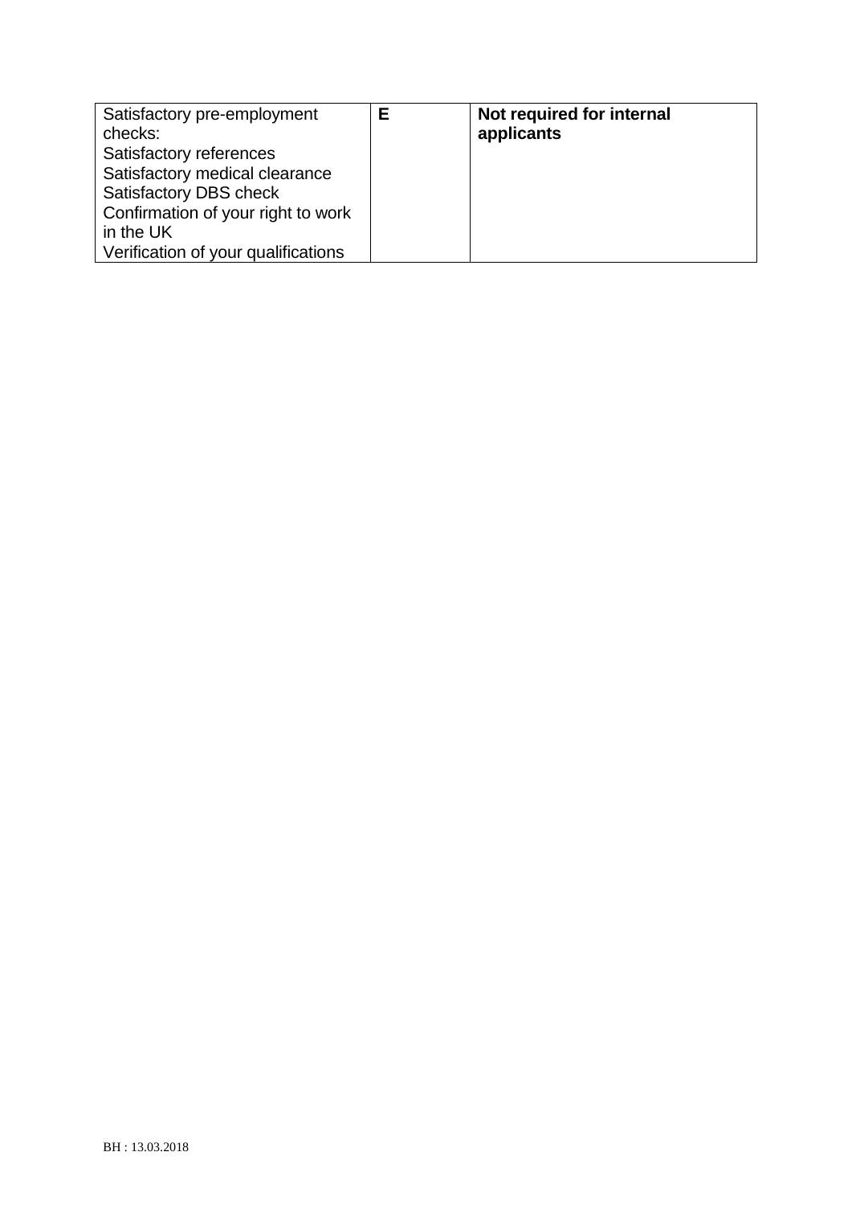| | | |
|---|---|---|
| Satisfactory pre-employment checks:<br>Satisfactory references<br>Satisfactory medical clearance<br>Satisfactory DBS check<br>Confirmation of your right to work in the UK<br>Verification of your qualifications | **E** | **Not required for internal applicants** |

BH : 13.03.2018